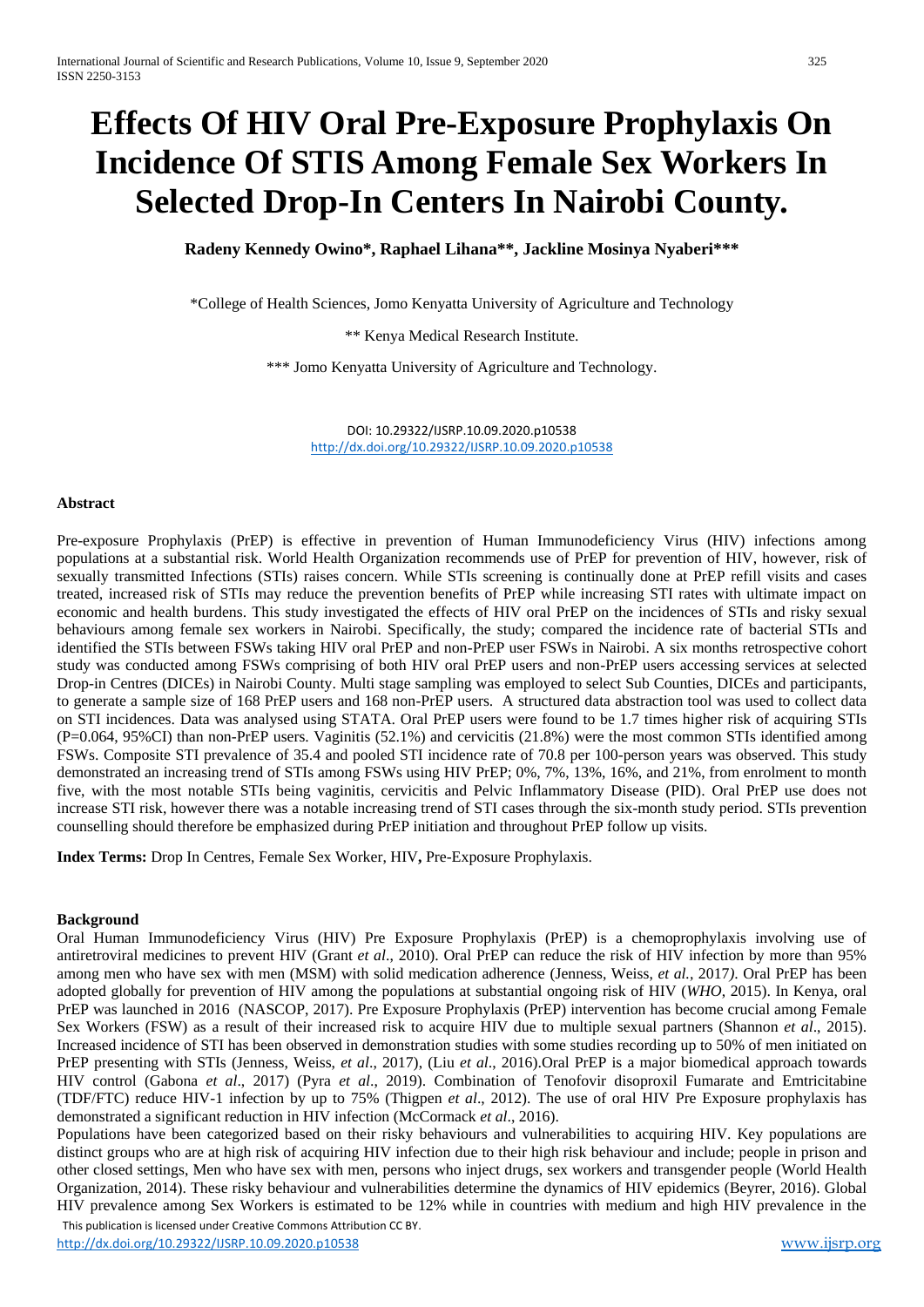# Effects Of HIV Oral Pre-Exposure Prophylaxis On Incidence Of STIS Among Female Sex Workers In Selected Drop-In Centers In Nairobi County.

**Radeny Kennedy Owino\*, Raphael Lihana\*\*, Jackline Mosinya Nyaberi\*\*\***

\*College of Health Sciences, Jomo Kenyatta University of Agriculture and Technology

\*\* Kenya Medical Research Institute.

\*\*\* Jomo Kenyatta University of Agriculture and Technology.

DOI: 10.29322/IJSRP.10.09.2020.p10538
http://dx.doi.org/10.29322/IJSRP.10.09.2020.p10538

### Abstract

Pre-exposure Prophylaxis (PrEP) is effective in prevention of Human Immunodeficiency Virus (HIV) infections among populations at a substantial risk. World Health Organization recommends use of PrEP for prevention of HIV, however, risk of sexually transmitted Infections (STIs) raises concern. While STIs screening is continually done at PrEP refill visits and cases treated, increased risk of STIs may reduce the prevention benefits of PrEP while increasing STI rates with ultimate impact on economic and health burdens. This study investigated the effects of HIV oral PrEP on the incidences of STIs and risky sexual behaviours among female sex workers in Nairobi. Specifically, the study; compared the incidence rate of bacterial STIs and identified the STIs between FSWs taking HIV oral PrEP and non-PrEP user FSWs in Nairobi. A six months retrospective cohort study was conducted among FSWs comprising of both HIV oral PrEP users and non-PrEP users accessing services at selected Drop-in Centres (DICEs) in Nairobi County. Multi stage sampling was employed to select Sub Counties, DICEs and participants, to generate a sample size of 168 PrEP users and 168 non-PrEP users. A structured data abstraction tool was used to collect data on STI incidences. Data was analysed using STATA. Oral PrEP users were found to be 1.7 times higher risk of acquiring STIs (P=0.064, 95%CI) than non-PrEP users. Vaginitis (52.1%) and cervicitis (21.8%) were the most common STIs identified among FSWs. Composite STI prevalence of 35.4 and pooled STI incidence rate of 70.8 per 100-person years was observed. This study demonstrated an increasing trend of STIs among FSWs using HIV PrEP; 0%, 7%, 13%, 16%, and 21%, from enrolment to month five, with the most notable STIs being vaginitis, cervicitis and Pelvic Inflammatory Disease (PID). Oral PrEP use does not increase STI risk, however there was a notable increasing trend of STI cases through the six-month study period. STIs prevention counselling should therefore be emphasized during PrEP initiation and throughout PrEP follow up visits.

**Index Terms:** Drop In Centres, Female Sex Worker, HIV**,** Pre-Exposure Prophylaxis.

### Background

Oral Human Immunodeficiency Virus (HIV) Pre Exposure Prophylaxis (PrEP) is a chemoprophylaxis involving use of antiretroviral medicines to prevent HIV (Grant *et al*., 2010). Oral PrEP can reduce the risk of HIV infection by more than 95% among men who have sex with men (MSM) with solid medication adherence (Jenness, Weiss, *et al.*, 2017*)*. Oral PrEP has been adopted globally for prevention of HIV among the populations at substantial ongoing risk of HIV (*WHO*, 2015). In Kenya, oral PrEP was launched in 2016 (NASCOP, 2017). Pre Exposure Prophylaxis (PrEP) intervention has become crucial among Female Sex Workers (FSW) as a result of their increased risk to acquire HIV due to multiple sexual partners (Shannon *et al*., 2015). Increased incidence of STI has been observed in demonstration studies with some studies recording up to 50% of men initiated on PrEP presenting with STIs (Jenness, Weiss, *et al*., 2017), (Liu *et al*., 2016).Oral PrEP is a major biomedical approach towards HIV control (Gabona *et al*., 2017) (Pyra *et al*., 2019). Combination of Tenofovir disoproxil Fumarate and Emtricitabine (TDF/FTC) reduce HIV-1 infection by up to 75% (Thigpen *et al*., 2012). The use of oral HIV Pre Exposure prophylaxis has demonstrated a significant reduction in HIV infection (McCormack *et al*., 2016).

Populations have been categorized based on their risky behaviours and vulnerabilities to acquiring HIV. Key populations are distinct groups who are at high risk of acquiring HIV infection due to their high risk behaviour and include; people in prison and other closed settings, Men who have sex with men, persons who inject drugs, sex workers and transgender people (World Health Organization, 2014). These risky behaviour and vulnerabilities determine the dynamics of HIV epidemics (Beyrer, 2016). Global HIV prevalence among Sex Workers is estimated to be 12% while in countries with medium and high HIV prevalence in the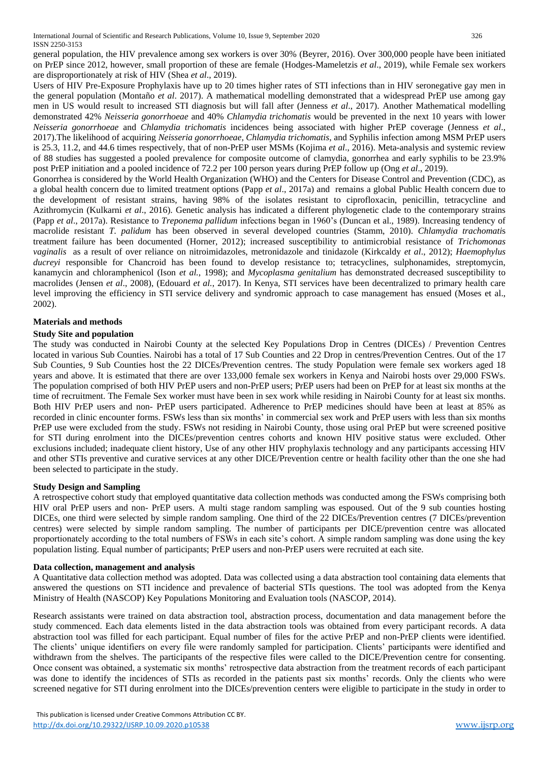general population, the HIV prevalence among sex workers is over 30% (Beyrer, 2016). Over 300,000 people have been initiated on PrEP since 2012, however, small proportion of these are female (Hodges-Mameletzis *et al*., 2019), while Female sex workers are disproportionately at risk of HIV (Shea *et al*., 2019).

Users of HIV Pre-Exposure Prophylaxis have up to 20 times higher rates of STI infections than in HIV seronegative gay men in the general population (Montaño *et al*. 2017). A mathematical modelling demonstrated that a widespread PrEP use among gay men in US would result to increased STI diagnosis but will fall after (Jenness *et al*., 2017). Another Mathematical modelling demonstrated 42% *Neisseria gonorrhoeae* and 40% *Chlamydia trichomatis* would be prevented in the next 10 years with lower *Neisseria gonorrhoeae* and *Chlamydia trichomatis* incidences being associated with higher PrEP coverage (Jenness *et al*., 2017).The likelihood of acquiring *Neisseria gonorrhoeae, Chlamydia trichomatis*, and Syphilis infection among MSM PrEP users is 25.3, 11.2, and 44.6 times respectively, that of non-PrEP user MSMs (Kojima *et al*., 2016). Meta-analysis and systemic review of 88 studies has suggested a pooled prevalence for composite outcome of clamydia, gonorrhea and early syphilis to be 23.9% post PrEP initiation and a pooled incidence of 72.2 per 100 person years during PrEP follow up (Ong *et al*., 2019).

Gonorrhea is considered by the World Health Organization (WHO) and the Centers for Disease Control and Prevention (CDC), as a global health concern due to limited treatment options (Papp *et al*., 2017a) and remains a global Public Health concern due to the development of resistant strains, having 98% of the isolates resistant to ciprofloxacin, penicillin, tetracycline and Azithromycin (Kulkarni *et al*., 2016). Genetic analysis has indicated a different phylogenetic clade to the contemporary strains (Papp *et al*., 2017a). Resistance to *Treponema pallidum* infections began in 1960's (Duncan et al., 1989). Increasing tendency of macrolide resistant *T. palidum* has been observed in several developed countries (Stamm, 2010). *Chlamydia trachomati*s treatment failure has been documented (Horner, 2012); increased susceptibility to antimicrobial resistance of *Trichomonas vaginalis* as a result of over reliance on nitroimidazoles, metronidazole and tinidazole (Kirkcaldy *et al*., 2012); *Haemophylus ducreyi* responsible for Chancroid has been found to develop resistance to; tetracyclines, sulphonamides, streptomycin, kanamycin and chloramphenicol (Ison *et al.*, 1998); and *Mycoplasma genitalium* has demonstrated decreased susceptibility to macrolides (Jensen *et al*., 2008), (Edouard *et al.*, 2017). In Kenya, STI services have been decentralized to primary health care level improving the efficiency in STI service delivery and syndromic approach to case management has ensued (Moses et al., 2002).

## Materials and methods

### Study Site and population

The study was conducted in Nairobi County at the selected Key Populations Drop in Centres (DICEs) / Prevention Centres located in various Sub Counties. Nairobi has a total of 17 Sub Counties and 22 Drop in centres/Prevention Centres. Out of the 17 Sub Counties, 9 Sub Counties host the 22 DICEs/Prevention centres. The study Population were female sex workers aged 18 years and above. It is estimated that there are over 133,000 female sex workers in Kenya and Nairobi hosts over 29,000 FSWs. The population comprised of both HIV PrEP users and non-PrEP users; PrEP users had been on PrEP for at least six months at the time of recruitment. The Female Sex worker must have been in sex work while residing in Nairobi County for at least six months. Both HIV PrEP users and non- PrEP users participated. Adherence to PrEP medicines should have been at least at 85% as recorded in clinic encounter forms. FSWs less than six months' in commercial sex work and PrEP users with less than six months PrEP use were excluded from the study. FSWs not residing in Nairobi County, those using oral PrEP but were screened positive for STI during enrolment into the DICEs/prevention centres cohorts and known HIV positive status were excluded. Other exclusions included; inadequate client history, Use of any other HIV prophylaxis technology and any participants accessing HIV and other STIs preventive and curative services at any other DICE/Prevention centre or health facility other than the one she had been selected to participate in the study.

### Study Design and Sampling

A retrospective cohort study that employed quantitative data collection methods was conducted among the FSWs comprising both HIV oral PrEP users and non- PrEP users. A multi stage random sampling was espoused. Out of the 9 sub counties hosting DICEs, one third were selected by simple random sampling. One third of the 22 DICEs/Prevention centres (7 DICEs/prevention centres) were selected by simple random sampling. The number of participants per DICE/prevention centre was allocated proportionately according to the total numbers of FSWs in each site's cohort. A simple random sampling was done using the key population listing. Equal number of participants; PrEP users and non-PrEP users were recruited at each site.

### Data collection, management and analysis

A Quantitative data collection method was adopted. Data was collected using a data abstraction tool containing data elements that answered the questions on STI incidence and prevalence of bacterial STIs questions. The tool was adopted from the Kenya Ministry of Health (NASCOP) Key Populations Monitoring and Evaluation tools (NASCOP, 2014).

Research assistants were trained on data abstraction tool, abstraction process, documentation and data management before the study commenced. Each data elements listed in the data abstraction tools was obtained from every participant records. A data abstraction tool was filled for each participant. Equal number of files for the active PrEP and non-PrEP clients were identified. The clients' unique identifiers on every file were randomly sampled for participation. Clients' participants were identified and withdrawn from the shelves. The participants of the respective files were called to the DICE/Prevention centre for consenting. Once consent was obtained, a systematic six months' retrospective data abstraction from the treatment records of each participant was done to identify the incidences of STIs as recorded in the patients past six months' records. Only the clients who were screened negative for STI during enrolment into the DICEs/prevention centers were eligible to participate in the study in order to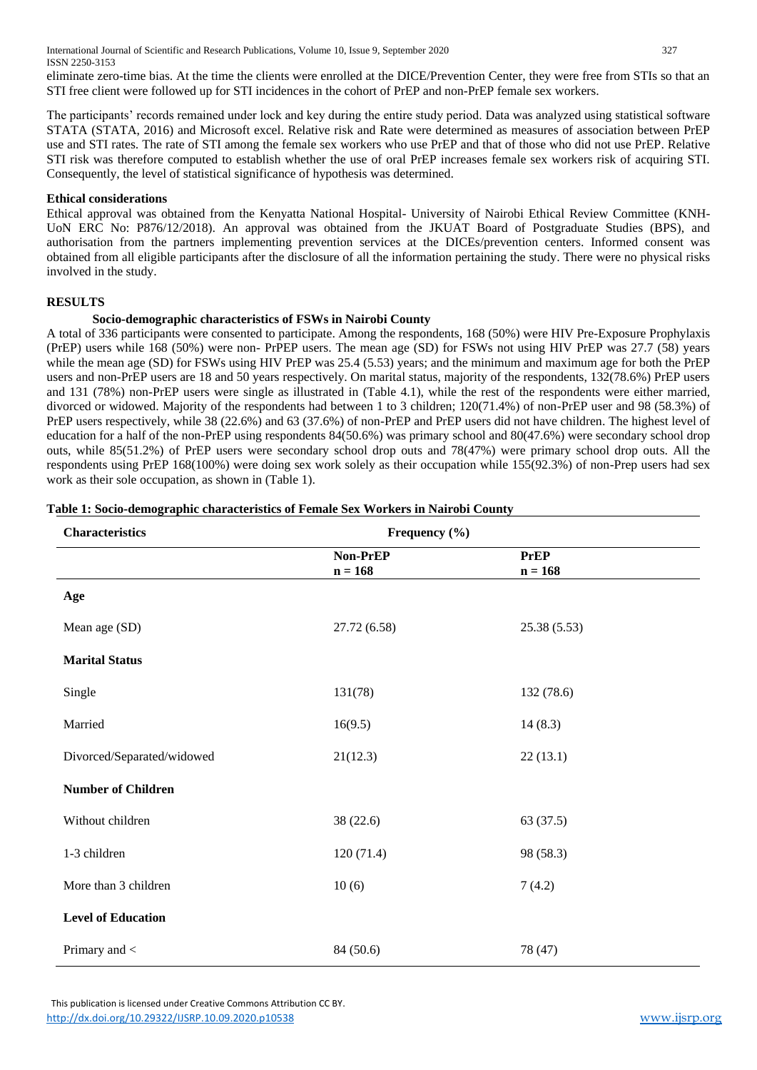eliminate zero-time bias. At the time the clients were enrolled at the DICE/Prevention Center, they were free from STIs so that an STI free client were followed up for STI incidences in the cohort of PrEP and non-PrEP female sex workers.

The participants' records remained under lock and key during the entire study period. Data was analyzed using statistical software STATA (STATA, 2016) and Microsoft excel. Relative risk and Rate were determined as measures of association between PrEP use and STI rates. The rate of STI among the female sex workers who use PrEP and that of those who did not use PrEP. Relative STI risk was therefore computed to establish whether the use of oral PrEP increases female sex workers risk of acquiring STI. Consequently, the level of statistical significance of hypothesis was determined.

**Ethical considerations**

Ethical approval was obtained from the Kenyatta National Hospital- University of Nairobi Ethical Review Committee (KNH-UoN ERC No: P876/12/2018). An approval was obtained from the JKUAT Board of Postgraduate Studies (BPS), and authorisation from the partners implementing prevention services at the DICEs/prevention centers. Informed consent was obtained from all eligible participants after the disclosure of all the information pertaining the study. There were no physical risks involved in the study.

## RESULTS

**Socio-demographic characteristics of FSWs in Nairobi County**

A total of 336 participants were consented to participate. Among the respondents, 168 (50%) were HIV Pre-Exposure Prophylaxis (PrEP) users while 168 (50%) were non- PrPEP users. The mean age (SD) for FSWs not using HIV PrEP was 27.7 (58) years while the mean age (SD) for FSWs using HIV PrEP was 25.4 (5.53) years; and the minimum and maximum age for both the PrEP users and non-PrEP users are 18 and 50 years respectively. On marital status, majority of the respondents, 132(78.6%) PrEP users and 131 (78%) non-PrEP users were single as illustrated in (Table 4.1), while the rest of the respondents were either married, divorced or widowed. Majority of the respondents had between 1 to 3 children; 120(71.4%) of non-PrEP user and 98 (58.3%) of PrEP users respectively, while 38 (22.6%) and 63 (37.6%) of non-PrEP and PrEP users did not have children. The highest level of education for a half of the non-PrEP using respondents 84(50.6%) was primary school and 80(47.6%) were secondary school drop outs, while 85(51.2%) of PrEP users were secondary school drop outs and 78(47%) were primary school drop outs. All the respondents using PrEP 168(100%) were doing sex work solely as their occupation while 155(92.3%) of non-Prep users had sex work as their sole occupation, as shown in (Table 1).

**Table 1: Socio-demographic characteristics of Female Sex Workers in Nairobi County**

| Characteristics | Frequency (%) | |
|---|---|---|
| | Non-PrEP n = 168 | PrEP n = 168 |
| **Age** | | |
| Mean age (SD) | 27.72 (6.58) | 25.38 (5.53) |
| **Marital Status** | | |
| Single | 131(78) | 132 (78.6) |
| Married | 16(9.5) | 14 (8.3) |
| Divorced/Separated/widowed | 21(12.3) | 22 (13.1) |
| **Number of Children** | | |
| Without children | 38 (22.6) | 63 (37.5) |
| 1-3 children | 120 (71.4) | 98 (58.3) |
| More than 3 children | 10 (6) | 7 (4.2) |
| **Level of Education** | | |
| Primary and < | 84 (50.6) | 78 (47) |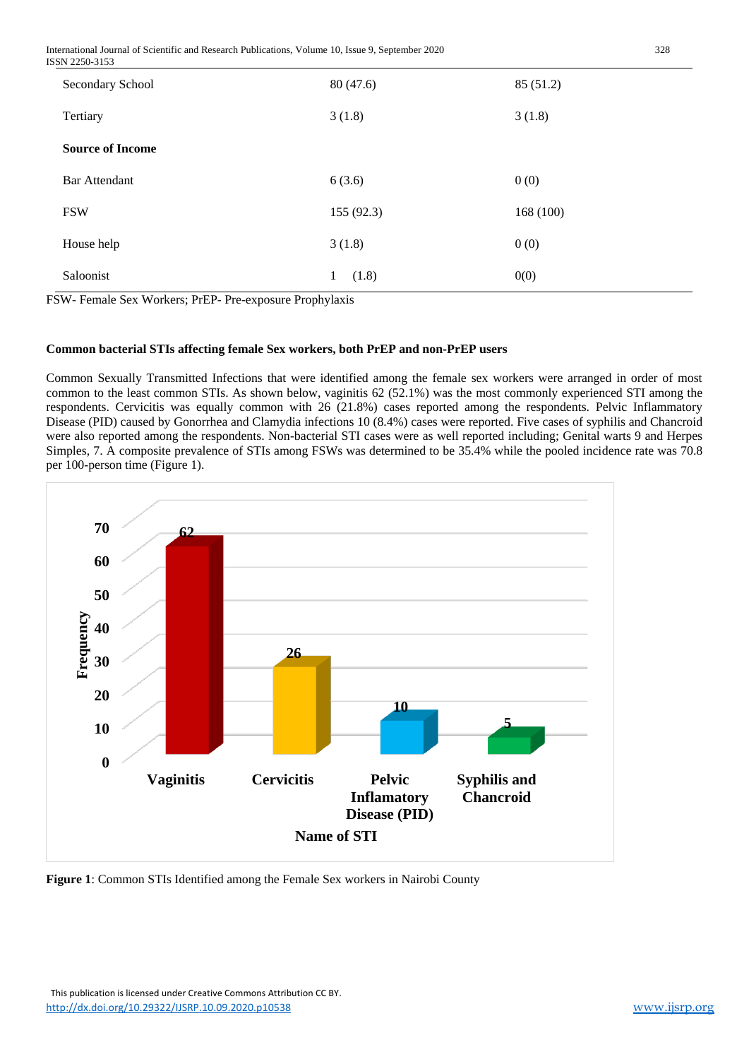| | | |
|---|---|---|
| Secondary School | 80 (47.6) | 85 (51.2) |
| Tertiary | 3 (1.8) | 3 (1.8) |
| **Source of Income** | | |
| Bar Attendant | 6 (3.6) | 0 (0) |
| FSW | 155 (92.3) | 168 (100) |
| House help | 3 (1.8) | 0 (0) |
| Saloonist | 1 (1.8) | 0(0) |

FSW- Female Sex Workers; PrEP- Pre-exposure Prophylaxis

**Common bacterial STIs affecting female Sex workers, both PrEP and non-PrEP users**

Common Sexually Transmitted Infections that were identified among the female sex workers were arranged in order of most common to the least common STIs. As shown below, vaginitis 62 (52.1%) was the most commonly experienced STI among the respondents. Cervicitis was equally common with 26 (21.8%) cases reported among the respondents. Pelvic Inflammatory Disease (PID) caused by Gonorrhea and Clamydia infections 10 (8.4%) cases were reported. Five cases of syphilis and Chancroid were also reported among the respondents. Non-bacterial STI cases were as well reported including; Genital warts 9 and Herpes Simples, 7. A composite prevalence of STIs among FSWs was determined to be 35.4% while the pooled incidence rate was 70.8 per 100-person time (Figure 1).

| Name of STI | Frequency |
|---|---|
| Vaginitis | 62 |
| Cervicitis | 26 |
| Pelvic Inflamatory Disease (PID) | 10 |
| Syphilis and Chancroid | 5 |

**Figure 1**: Common STIs Identified among the Female Sex workers in Nairobi County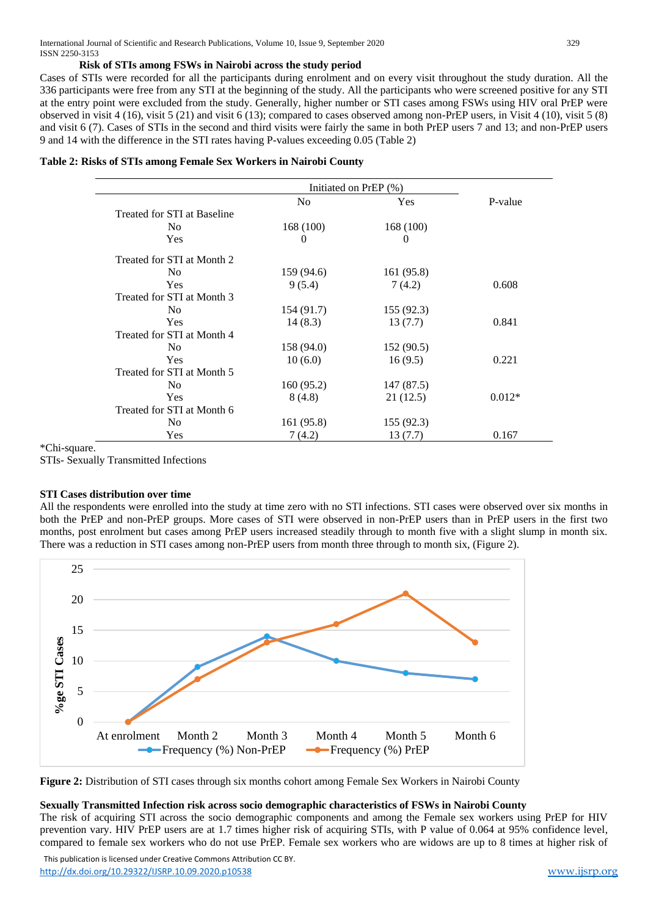### Risk of STIs among FSWs in Nairobi across the study period

Cases of STIs were recorded for all the participants during enrolment and on every visit throughout the study duration. All the 336 participants were free from any STI at the beginning of the study. All the participants who were screened positive for any STI at the entry point were excluded from the study. Generally, higher number or STI cases among FSWs using HIV oral PrEP were observed in visit 4 (16), visit 5 (21) and visit 6 (13); compared to cases observed among non-PrEP users, in Visit 4 (10), visit 5 (8) and visit 6 (7). Cases of STIs in the second and third visits were fairly the same in both PrEP users 7 and 13; and non-PrEP users 9 and 14 with the difference in the STI rates having P-values exceeding 0.05 (Table 2)

**Table 2: Risks of STIs among Female Sex Workers in Nairobi County**

| | Initiated on PrEP (%) | | |
|---|---|---|---|
| | No | Yes | P-value |
| Treated for STI at Baseline | | | |
| No | 168 (100) | 168 (100) | |
| Yes | 0 | 0 | |
| Treated for STI at Month 2 | | | |
| No | 159 (94.6) | 161 (95.8) | |
| Yes | 9 (5.4) | 7 (4.2) | 0.608 |
| Treated for STI at Month 3 | | | |
| No | 154 (91.7) | 155 (92.3) | |
| Yes | 14 (8.3) | 13 (7.7) | 0.841 |
| Treated for STI at Month 4 | | | |
| No | 158 (94.0) | 152 (90.5) | |
| Yes | 10 (6.0) | 16 (9.5) | 0.221 |
| Treated for STI at Month 5 | | | |
| No | 160 (95.2) | 147 (87.5) | |
| Yes | 8 (4.8) | 21 (12.5) | 0.012* |
| Treated for STI at Month 6 | | | |
| No | 161 (95.8) | 155 (92.3) | |
| Yes | 7 (4.2) | 13 (7.7) | 0.167 |

*Chi-square.

STIs- Sexually Transmitted Infections

### STI Cases distribution over time

All the respondents were enrolled into the study at time zero with no STI infections. STI cases were observed over six months in both the PrEP and non-PrEP groups. More cases of STI were observed in non-PrEP users than in PrEP users in the first two months, post enrolment but cases among PrEP users increased steadily through to month five with a slight slump in month six. There was a reduction in STI cases among non-PrEP users from month three through to month six, (Figure 2).

**Figure 2:** Distribution of STI cases through six months cohort among Female Sex Workers in Nairobi County

### Sexually Transmitted Infection risk across socio demographic characteristics of FSWs in Nairobi County

The risk of acquiring STI across the socio demographic components and among the Female sex workers using PrEP for HIV prevention vary. HIV PrEP users are at 1.7 times higher risk of acquiring STIs, with P value of 0.064 at 95% confidence level, compared to female sex workers who do not use PrEP. Female sex workers who are widows are up to 8 times at higher risk of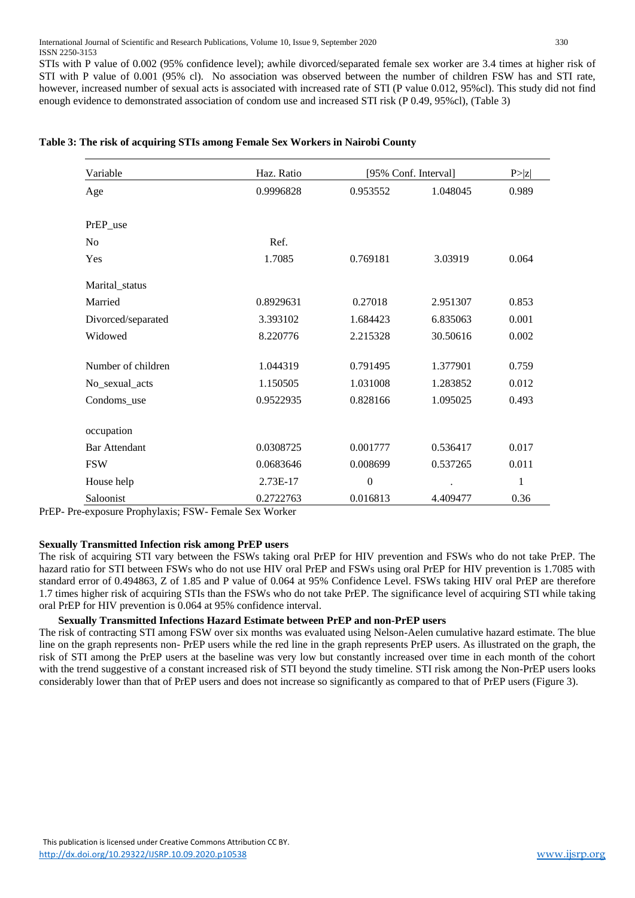STIs with P value of 0.002 (95% confidence level); awhile divorced/separated female sex worker are 3.4 times at higher risk of STI with P value of 0.001 (95% cl). No association was observed between the number of children FSW has and STI rate, however, increased number of sexual acts is associated with increased rate of STI (P value 0.012, 95%cl). This study did not find enough evidence to demonstrated association of condom use and increased STI risk (P 0.49, 95%cl), (Table 3)

**Table 3: The risk of acquiring STIs among Female Sex Workers in Nairobi County**

| Variable | Haz. Ratio | [95% Conf. Interval] | | P>\|z\| |
|---|---|---|---|---|
| Age | 0.9996828 | 0.953552 | 1.048045 | 0.989 |
| PrEP_use | | | | |
| No | Ref. | | | |
| Yes | 1.7085 | 0.769181 | 3.03919 | 0.064 |
| Marital_status | | | | |
| Married | 0.8929631 | 0.27018 | 2.951307 | 0.853 |
| Divorced/separated | 3.393102 | 1.684423 | 6.835063 | 0.001 |
| Widowed | 8.220776 | 2.215328 | 30.50616 | 0.002 |
| Number of children | 1.044319 | 0.791495 | 1.377901 | 0.759 |
| No_sexual_acts | 1.150505 | 1.031008 | 1.283852 | 0.012 |
| Condoms_use | 0.9522935 | 0.828166 | 1.095025 | 0.493 |
| occupation | | | | |
| Bar Attendant | 0.0308725 | 0.001777 | 0.536417 | 0.017 |
| FSW | 0.0683646 | 0.008699 | 0.537265 | 0.011 |
| House help | 2.73E-17 | 0 | . | 1 |
| Saloonist | 0.2722763 | 0.016813 | 4.409477 | 0.36 |

PrEP- Pre-exposure Prophylaxis; FSW- Female Sex Worker

### Sexually Transmitted Infection risk among PrEP users

The risk of acquiring STI vary between the FSWs taking oral PrEP for HIV prevention and FSWs who do not take PrEP. The hazard ratio for STI between FSWs who do not use HIV oral PrEP and FSWs using oral PrEP for HIV prevention is 1.7085 with standard error of 0.494863, Z of 1.85 and P value of 0.064 at 95% Confidence Level. FSWs taking HIV oral PrEP are therefore 1.7 times higher risk of acquiring STIs than the FSWs who do not take PrEP. The significance level of acquiring STI while taking oral PrEP for HIV prevention is 0.064 at 95% confidence interval.

### Sexually Transmitted Infections Hazard Estimate between PrEP and non-PrEP users

The risk of contracting STI among FSW over six months was evaluated using Nelson-Aelen cumulative hazard estimate. The blue line on the graph represents non- PrEP users while the red line in the graph represents PrEP users. As illustrated on the graph, the risk of STI among the PrEP users at the baseline was very low but constantly increased over time in each month of the cohort with the trend suggestive of a constant increased risk of STI beyond the study timeline. STI risk among the Non-PrEP users looks considerably lower than that of PrEP users and does not increase so significantly as compared to that of PrEP users (Figure 3).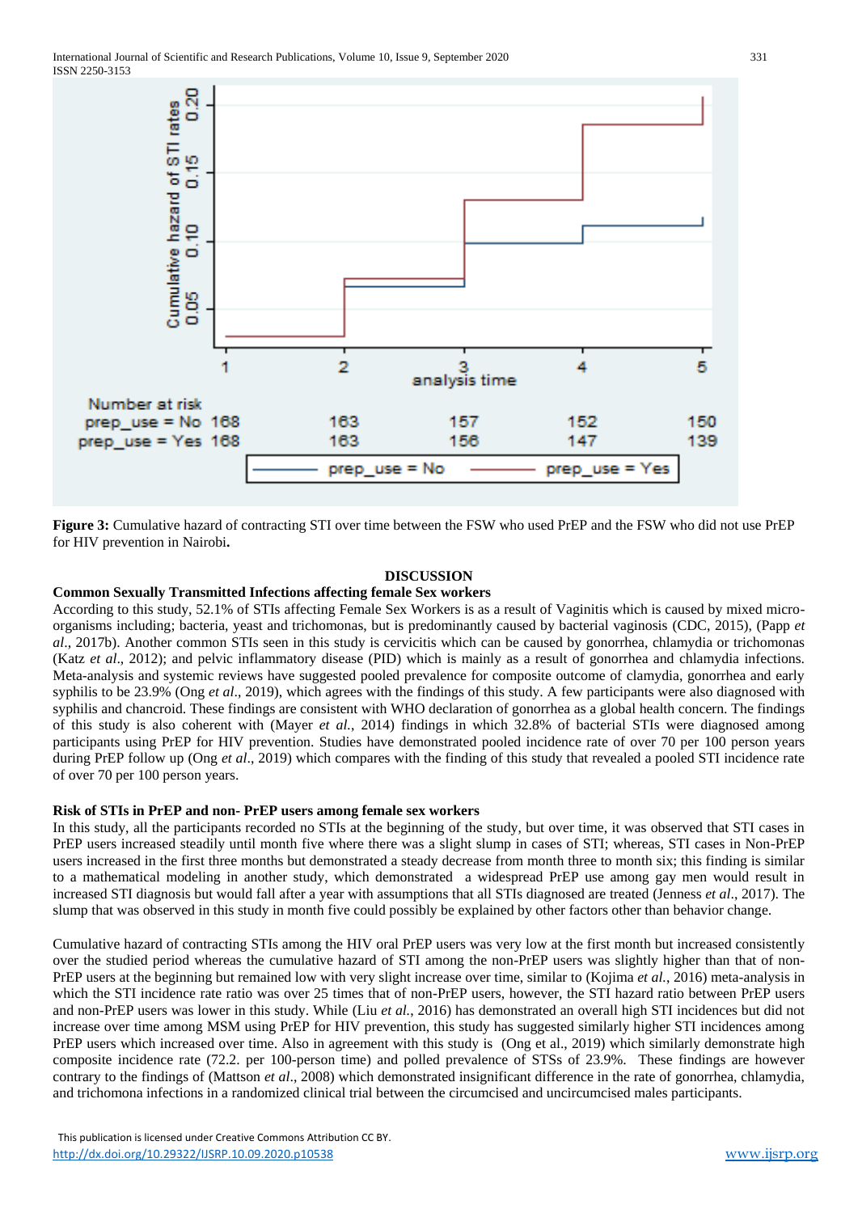**Figure 3:** Cumulative hazard of contracting STI over time between the FSW who used PrEP and the FSW who did not use PrEP for HIV prevention in Nairobi**.**

## DISCUSSION

### Common Sexually Transmitted Infections affecting female Sex workers

According to this study, 52.1% of STIs affecting Female Sex Workers is as a result of Vaginitis which is caused by mixed micro-organisms including; bacteria, yeast and trichomonas, but is predominantly caused by bacterial vaginosis (CDC, 2015), (Papp *et al*., 2017b). Another common STIs seen in this study is cervicitis which can be caused by gonorrhea, chlamydia or trichomonas (Katz *et al*., 2012); and pelvic inflammatory disease (PID) which is mainly as a result of gonorrhea and chlamydia infections. Meta-analysis and systemic reviews have suggested pooled prevalence for composite outcome of clamydia, gonorrhea and early syphilis to be 23.9% (Ong *et al*., 2019), which agrees with the findings of this study. A few participants were also diagnosed with syphilis and chancroid. These findings are consistent with WHO declaration of gonorrhea as a global health concern. The findings of this study is also coherent with (Mayer *et al.*, 2014) findings in which 32.8% of bacterial STIs were diagnosed among participants using PrEP for HIV prevention. Studies have demonstrated pooled incidence rate of over 70 per 100 person years during PrEP follow up (Ong *et al*., 2019) which compares with the finding of this study that revealed a pooled STI incidence rate of over 70 per 100 person years.

### Risk of STIs in PrEP and non- PrEP users among female sex workers

In this study, all the participants recorded no STIs at the beginning of the study, but over time, it was observed that STI cases in PrEP users increased steadily until month five where there was a slight slump in cases of STI; whereas, STI cases in Non-PrEP users increased in the first three months but demonstrated a steady decrease from month three to month six; this finding is similar to a mathematical modeling in another study, which demonstrated a widespread PrEP use among gay men would result in increased STI diagnosis but would fall after a year with assumptions that all STIs diagnosed are treated (Jenness *et al*., 2017). The slump that was observed in this study in month five could possibly be explained by other factors other than behavior change.

Cumulative hazard of contracting STIs among the HIV oral PrEP users was very low at the first month but increased consistently over the studied period whereas the cumulative hazard of STI among the non-PrEP users was slightly higher than that of non-PrEP users at the beginning but remained low with very slight increase over time, similar to (Kojima *et al.*, 2016) meta-analysis in which the STI incidence rate ratio was over 25 times that of non-PrEP users, however, the STI hazard ratio between PrEP users and non-PrEP users was lower in this study. While (Liu *et al.*, 2016) has demonstrated an overall high STI incidences but did not increase over time among MSM using PrEP for HIV prevention, this study has suggested similarly higher STI incidences among PrEP users which increased over time. Also in agreement with this study is (Ong et al., 2019) which similarly demonstrate high composite incidence rate (72.2. per 100-person time) and polled prevalence of STSs of 23.9%. These findings are however contrary to the findings of (Mattson *et al*., 2008) which demonstrated insignificant difference in the rate of gonorrhea, chlamydia, and trichomona infections in a randomized clinical trial between the circumcised and uncircumcised males participants.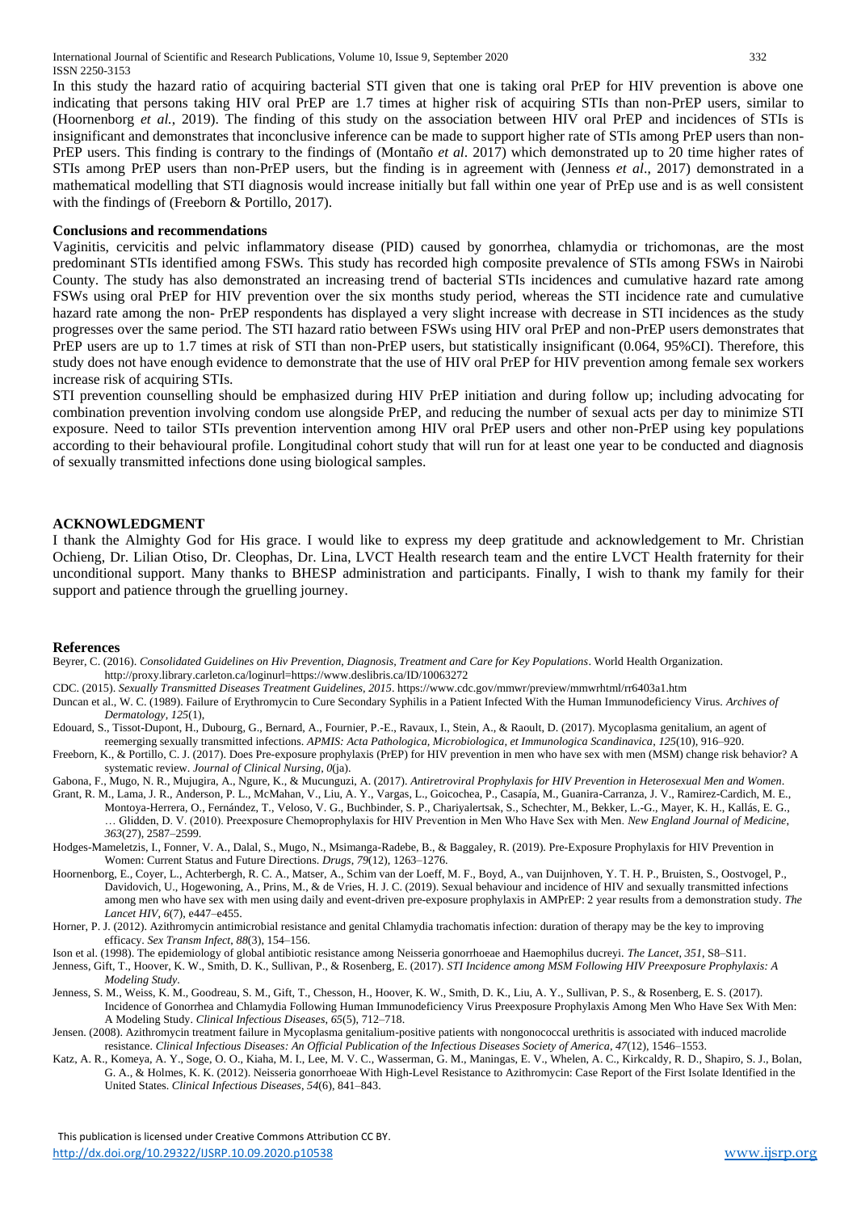In this study the hazard ratio of acquiring bacterial STI given that one is taking oral PrEP for HIV prevention is above one indicating that persons taking HIV oral PrEP are 1.7 times at higher risk of acquiring STIs than non-PrEP users, similar to (Hoornenborg *et al.*, 2019). The finding of this study on the association between HIV oral PrEP and incidences of STIs is insignificant and demonstrates that inconclusive inference can be made to support higher rate of STIs among PrEP users than non-PrEP users. This finding is contrary to the findings of (Montaño *et al*. 2017) which demonstrated up to 20 time higher rates of STIs among PrEP users than non-PrEP users, but the finding is in agreement with (Jenness *et al*., 2017) demonstrated in a mathematical modelling that STI diagnosis would increase initially but fall within one year of PrEp use and is as well consistent with the findings of (Freeborn & Portillo, 2017).

## Conclusions and recommendations

Vaginitis, cervicitis and pelvic inflammatory disease (PID) caused by gonorrhea, chlamydia or trichomonas, are the most predominant STIs identified among FSWs. This study has recorded high composite prevalence of STIs among FSWs in Nairobi County. The study has also demonstrated an increasing trend of bacterial STIs incidences and cumulative hazard rate among FSWs using oral PrEP for HIV prevention over the six months study period, whereas the STI incidence rate and cumulative hazard rate among the non- PrEP respondents has displayed a very slight increase with decrease in STI incidences as the study progresses over the same period. The STI hazard ratio between FSWs using HIV oral PrEP and non-PrEP users demonstrates that PrEP users are up to 1.7 times at risk of STI than non-PrEP users, but statistically insignificant (0.064, 95%CI). Therefore, this study does not have enough evidence to demonstrate that the use of HIV oral PrEP for HIV prevention among female sex workers increase risk of acquiring STIs.

STI prevention counselling should be emphasized during HIV PrEP initiation and during follow up; including advocating for combination prevention involving condom use alongside PrEP, and reducing the number of sexual acts per day to minimize STI exposure. Need to tailor STIs prevention intervention among HIV oral PrEP users and other non-PrEP using key populations according to their behavioural profile. Longitudinal cohort study that will run for at least one year to be conducted and diagnosis of sexually transmitted infections done using biological samples.

## ACKNOWLEDGMENT

I thank the Almighty God for His grace. I would like to express my deep gratitude and acknowledgement to Mr. Christian Ochieng, Dr. Lilian Otiso, Dr. Cleophas, Dr. Lina, LVCT Health research team and the entire LVCT Health fraternity for their unconditional support. Many thanks to BHESP administration and participants. Finally, I wish to thank my family for their support and patience through the gruelling journey.

## References

Beyrer, C. (2016). *Consolidated Guidelines on Hiv Prevention, Diagnosis, Treatment and Care for Key Populations*. World Health Organization. http://proxy.library.carleton.ca/loginurl=https://www.deslibris.ca/ID/10063272

CDC. (2015). *Sexually Transmitted Diseases Treatment Guidelines, 2015*. https://www.cdc.gov/mmwr/preview/mmwrhtml/rr6403a1.htm

Duncan et al., W. C. (1989). Failure of Erythromycin to Cure Secondary Syphilis in a Patient Infected With the Human Immunodeficiency Virus. *Archives of Dermatology*, *125*(1),

Edouard, S., Tissot-Dupont, H., Dubourg, G., Bernard, A., Fournier, P.-E., Ravaux, I., Stein, A., & Raoult, D. (2017). Mycoplasma genitalium, an agent of reemerging sexually transmitted infections. *APMIS: Acta Pathologica, Microbiologica, et Immunologica Scandinavica*, *125*(10), 916–920.

Freeborn, K., & Portillo, C. J. (2017). Does Pre-exposure prophylaxis (PrEP) for HIV prevention in men who have sex with men (MSM) change risk behavior? A systematic review. *Journal of Clinical Nursing*, *0*(ja).

Gabona, F., Mugo, N. R., Mujugira, A., Ngure, K., & Mucunguzi, A. (2017). *Antiretroviral Prophylaxis for HIV Prevention in Heterosexual Men and Women*.

Grant, R. M., Lama, J. R., Anderson, P. L., McMahan, V., Liu, A. Y., Vargas, L., Goicochea, P., Casapía, M., Guanira-Carranza, J. V., Ramirez-Cardich, M. E., Montoya-Herrera, O., Fernández, T., Veloso, V. G., Buchbinder, S. P., Chariyalertsak, S., Schechter, M., Bekker, L.-G., Mayer, K. H., Kallás, E. G., … Glidden, D. V. (2010). Preexposure Chemoprophylaxis for HIV Prevention in Men Who Have Sex with Men. *New England Journal of Medicine*, *363*(27), 2587–2599.

Hodges-Mameletzis, I., Fonner, V. A., Dalal, S., Mugo, N., Msimanga-Radebe, B., & Baggaley, R. (2019). Pre-Exposure Prophylaxis for HIV Prevention in Women: Current Status and Future Directions. *Drugs*, *79*(12), 1263–1276.

Hoornenborg, E., Coyer, L., Achterbergh, R. C. A., Matser, A., Schim van der Loeff, M. F., Boyd, A., van Duijnhoven, Y. T. H. P., Bruisten, S., Oostvogel, P., Davidovich, U., Hogewoning, A., Prins, M., & de Vries, H. J. C. (2019). Sexual behaviour and incidence of HIV and sexually transmitted infections among men who have sex with men using daily and event-driven pre-exposure prophylaxis in AMPrEP: 2 year results from a demonstration study. *The Lancet HIV*, *6*(7), e447–e455.

Horner, P. J. (2012). Azithromycin antimicrobial resistance and genital Chlamydia trachomatis infection: duration of therapy may be the key to improving efficacy. *Sex Transm Infect*, *88*(3), 154–156.

Ison et al. (1998). The epidemiology of global antibiotic resistance among Neisseria gonorrhoeae and Haemophilus ducreyi. *The Lancet*, *351*, S8–S11.

Jenness, Gift, T., Hoover, K. W., Smith, D. K., Sullivan, P., & Rosenberg, E. (2017). *STI Incidence among MSM Following HIV Preexposure Prophylaxis: A Modeling Study*.

Jenness, S. M., Weiss, K. M., Goodreau, S. M., Gift, T., Chesson, H., Hoover, K. W., Smith, D. K., Liu, A. Y., Sullivan, P. S., & Rosenberg, E. S. (2017). Incidence of Gonorrhea and Chlamydia Following Human Immunodeficiency Virus Preexposure Prophylaxis Among Men Who Have Sex With Men: A Modeling Study. *Clinical Infectious Diseases*, *65*(5), 712–718.

Jensen. (2008). Azithromycin treatment failure in Mycoplasma genitalium-positive patients with nongonococcal urethritis is associated with induced macrolide resistance. *Clinical Infectious Diseases: An Official Publication of the Infectious Diseases Society of America*, *47*(12), 1546–1553.

Katz, A. R., Komeya, A. Y., Soge, O. O., Kiaha, M. I., Lee, M. V. C., Wasserman, G. M., Maningas, E. V., Whelen, A. C., Kirkcaldy, R. D., Shapiro, S. J., Bolan, G. A., & Holmes, K. K. (2012). Neisseria gonorrhoeae With High-Level Resistance to Azithromycin: Case Report of the First Isolate Identified in the United States. *Clinical Infectious Diseases*, *54*(6), 841–843.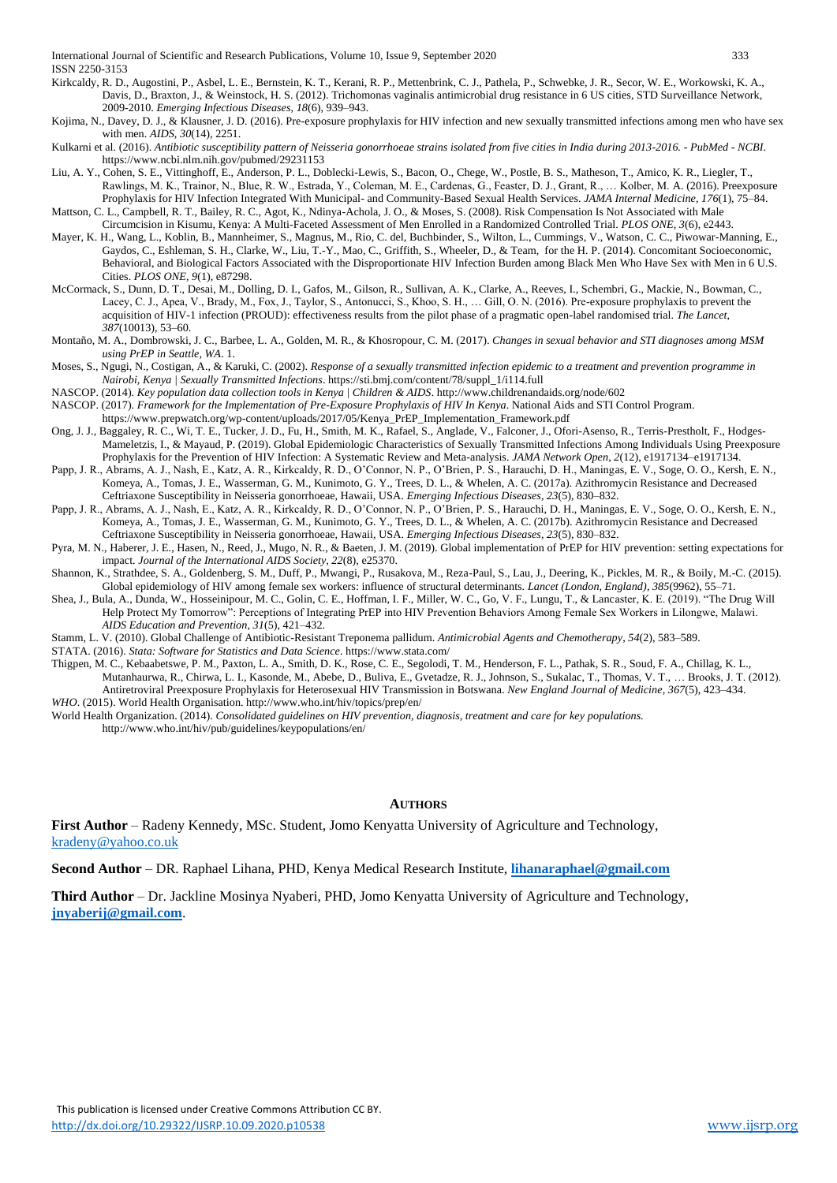Kirkcaldy, R. D., Augostini, P., Asbel, L. E., Bernstein, K. T., Kerani, R. P., Mettenbrink, C. J., Pathela, P., Schwebke, J. R., Secor, W. E., Workowski, K. A., Davis, D., Braxton, J., & Weinstock, H. S. (2012). Trichomonas vaginalis antimicrobial drug resistance in 6 US cities, STD Surveillance Network, 2009-2010. *Emerging Infectious Diseases*, *18*(6), 939–943.

Kojima, N., Davey, D. J., & Klausner, J. D. (2016). Pre-exposure prophylaxis for HIV infection and new sexually transmitted infections among men who have sex with men. *AIDS*, *30*(14), 2251.

Kulkarni et al. (2016). *Antibiotic susceptibility pattern of Neisseria gonorrhoeae strains isolated from five cities in India during 2013-2016. - PubMed - NCBI*. https://www.ncbi.nlm.nih.gov/pubmed/29231153

Liu, A. Y., Cohen, S. E., Vittinghoff, E., Anderson, P. L., Doblecki-Lewis, S., Bacon, O., Chege, W., Postle, B. S., Matheson, T., Amico, K. R., Liegler, T., Rawlings, M. K., Trainor, N., Blue, R. W., Estrada, Y., Coleman, M. E., Cardenas, G., Feaster, D. J., Grant, R., … Kolber, M. A. (2016). Preexposure Prophylaxis for HIV Infection Integrated With Municipal- and Community-Based Sexual Health Services. *JAMA Internal Medicine*, *176*(1), 75–84.

Mattson, C. L., Campbell, R. T., Bailey, R. C., Agot, K., Ndinya-Achola, J. O., & Moses, S. (2008). Risk Compensation Is Not Associated with Male Circumcision in Kisumu, Kenya: A Multi-Faceted Assessment of Men Enrolled in a Randomized Controlled Trial. *PLOS ONE*, *3*(6), e2443.

Mayer, K. H., Wang, L., Koblin, B., Mannheimer, S., Magnus, M., Rio, C. del, Buchbinder, S., Wilton, L., Cummings, V., Watson, C. C., Piwowar-Manning, E., Gaydos, C., Eshleman, S. H., Clarke, W., Liu, T.-Y., Mao, C., Griffith, S., Wheeler, D., & Team, for the H. P. (2014). Concomitant Socioeconomic, Behavioral, and Biological Factors Associated with the Disproportionate HIV Infection Burden among Black Men Who Have Sex with Men in 6 U.S. Cities. *PLOS ONE*, *9*(1), e87298.

McCormack, S., Dunn, D. T., Desai, M., Dolling, D. I., Gafos, M., Gilson, R., Sullivan, A. K., Clarke, A., Reeves, I., Schembri, G., Mackie, N., Bowman, C., Lacey, C. J., Apea, V., Brady, M., Fox, J., Taylor, S., Antonucci, S., Khoo, S. H., … Gill, O. N. (2016). Pre-exposure prophylaxis to prevent the acquisition of HIV-1 infection (PROUD): effectiveness results from the pilot phase of a pragmatic open-label randomised trial. *The Lancet*, *387*(10013), 53–60.

Montaño, M. A., Dombrowski, J. C., Barbee, L. A., Golden, M. R., & Khosropour, C. M. (2017). *Changes in sexual behavior and STI diagnoses among MSM using PrEP in Seattle, WA*. 1.

Moses, S., Ngugi, N., Costigan, A., & Karuki, C. (2002). *Response of a sexually transmitted infection epidemic to a treatment and prevention programme in Nairobi, Kenya | Sexually Transmitted Infections*. https://sti.bmj.com/content/78/suppl_1/i114.full

NASCOP. (2014). *Key population data collection tools in Kenya | Children & AIDS*. http://www.childrenandaids.org/node/602

NASCOP. (2017). *Framework for the Implementation of Pre-Exposure Prophylaxis of HIV In Kenya*. National Aids and STI Control Program. https://www.prepwatch.org/wp-content/uploads/2017/05/Kenya_PrEP_Implementation_Framework.pdf

Ong, J. J., Baggaley, R. C., Wi, T. E., Tucker, J. D., Fu, H., Smith, M. K., Rafael, S., Anglade, V., Falconer, J., Ofori-Asenso, R., Terris-Prestholt, F., Hodges-Mameletzis, I., & Mayaud, P. (2019). Global Epidemiologic Characteristics of Sexually Transmitted Infections Among Individuals Using Preexposure Prophylaxis for the Prevention of HIV Infection: A Systematic Review and Meta-analysis. *JAMA Network Open*, *2*(12), e1917134–e1917134.

Papp, J. R., Abrams, A. J., Nash, E., Katz, A. R., Kirkcaldy, R. D., O'Connor, N. P., O'Brien, P. S., Harauchi, D. H., Maningas, E. V., Soge, O. O., Kersh, E. N., Komeya, A., Tomas, J. E., Wasserman, G. M., Kunimoto, G. Y., Trees, D. L., & Whelen, A. C. (2017a). Azithromycin Resistance and Decreased Ceftriaxone Susceptibility in Neisseria gonorrhoeae, Hawaii, USA. *Emerging Infectious Diseases*, *23*(5), 830–832.

Papp, J. R., Abrams, A. J., Nash, E., Katz, A. R., Kirkcaldy, R. D., O'Connor, N. P., O'Brien, P. S., Harauchi, D. H., Maningas, E. V., Soge, O. O., Kersh, E. N., Komeya, A., Tomas, J. E., Wasserman, G. M., Kunimoto, G. Y., Trees, D. L., & Whelen, A. C. (2017b). Azithromycin Resistance and Decreased Ceftriaxone Susceptibility in Neisseria gonorrhoeae, Hawaii, USA. *Emerging Infectious Diseases*, *23*(5), 830–832.

Pyra, M. N., Haberer, J. E., Hasen, N., Reed, J., Mugo, N. R., & Baeten, J. M. (2019). Global implementation of PrEP for HIV prevention: setting expectations for impact. *Journal of the International AIDS Society*, *22*(8), e25370.

Shannon, K., Strathdee, S. A., Goldenberg, S. M., Duff, P., Mwangi, P., Rusakova, M., Reza-Paul, S., Lau, J., Deering, K., Pickles, M. R., & Boily, M.-C. (2015). Global epidemiology of HIV among female sex workers: influence of structural determinants. *Lancet (London, England)*, *385*(9962), 55–71.

Shea, J., Bula, A., Dunda, W., Hosseinipour, M. C., Golin, C. E., Hoffman, I. F., Miller, W. C., Go, V. F., Lungu, T., & Lancaster, K. E. (2019). "The Drug Will Help Protect My Tomorrow": Perceptions of Integrating PrEP into HIV Prevention Behaviors Among Female Sex Workers in Lilongwe, Malawi. *AIDS Education and Prevention*, *31*(5), 421–432.

Stamm, L. V. (2010). Global Challenge of Antibiotic-Resistant Treponema pallidum. *Antimicrobial Agents and Chemotherapy*, *54*(2), 583–589.

STATA. (2016). *Stata: Software for Statistics and Data Science*. https://www.stata.com/

Thigpen, M. C., Kebaabetswe, P. M., Paxton, L. A., Smith, D. K., Rose, C. E., Segolodi, T. M., Henderson, F. L., Pathak, S. R., Soud, F. A., Chillag, K. L., Mutanhaurwa, R., Chirwa, L. I., Kasonde, M., Abebe, D., Buliva, E., Gvetadze, R. J., Johnson, S., Sukalac, T., Thomas, V. T., … Brooks, J. T. (2012). Antiretroviral Preexposure Prophylaxis for Heterosexual HIV Transmission in Botswana. *New England Journal of Medicine*, *367*(5), 423–434.

*WHO*. (2015). World Health Organisation. http://www.who.int/hiv/topics/prep/en/

World Health Organization. (2014). *Consolidated guidelines on HIV prevention, diagnosis, treatment and care for key populations*. http://www.who.int/hiv/pub/guidelines/keypopulations/en/

## AUTHORS

**First Author** – Radeny Kennedy, MSc. Student, Jomo Kenyatta University of Agriculture and Technology, kradeny@yahoo.co.uk

**Second Author** – DR. Raphael Lihana, PHD, Kenya Medical Research Institute, **lihanaraphael@gmail.com**

**Third Author** – Dr. Jackline Mosinya Nyaberi, PHD, Jomo Kenyatta University of Agriculture and Technology, **jnyaberij@gmail.com**.